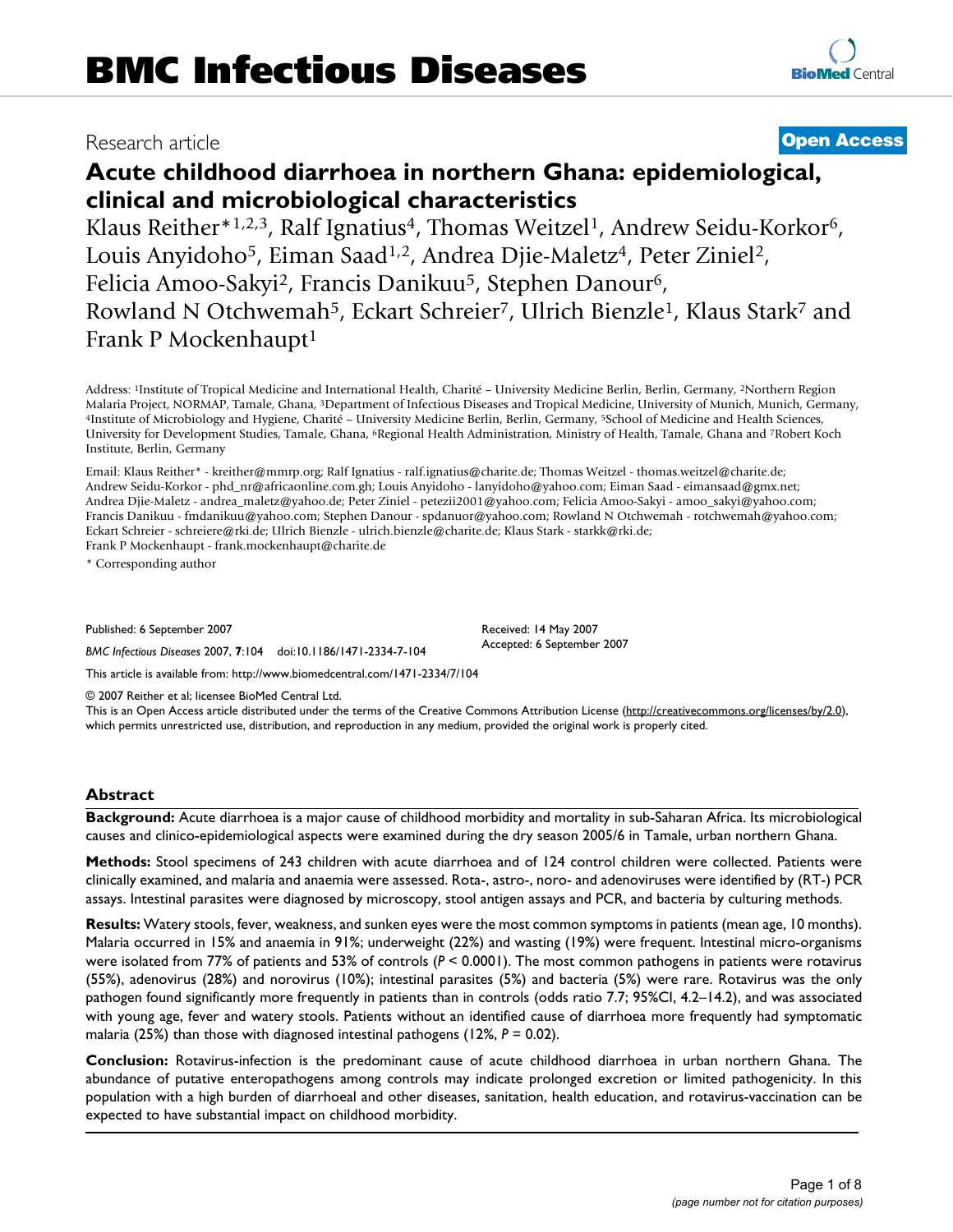# BMC Infectious Diseases

Research article **Open Access**

## Acute childhood diarrhoea in northern Ghana: epidemiological, clinical and microbiological characteristics

Klaus Reither*[1,2,3], Ralf Ignatius[4], Thomas Weitzel[1], Andrew Seidu-Korkor[6], Louis Anyidoho[5], Eiman Saad[1,2], Andrea Djie-Maletz[4], Peter Ziniel[2], Felicia Amoo-Sakyi[2], Francis Danikuu[5], Stephen Danour[6], Rowland N Otchwemah[5], Eckart Schreier[7], Ulrich Bienzle[1], Klaus Stark[7] and Frank P Mockenhaupt[1]

Address: [1]Institute of Tropical Medicine and International Health, Charité – University Medicine Berlin, Berlin, Germany, [2]Northern Region Malaria Project, NORMAP, Tamale, Ghana, [3]Department of Infectious Diseases and Tropical Medicine, University of Munich, Munich, Germany, [4]Institute of Microbiology and Hygiene, Charité – University Medicine Berlin, Berlin, Germany, [5]School of Medicine and Health Sciences, University for Development Studies, Tamale, Ghana, [6]Regional Health Administration, Ministry of Health, Tamale, Ghana and [7]Robert Koch Institute, Berlin, Germany

Email: Klaus Reither* - kreither@mmrp.org; Ralf Ignatius - ralf.ignatius@charite.de; Thomas Weitzel - thomas.weitzel@charite.de; Andrew Seidu-Korkor - phd_nr@africaonline.com.gh; Louis Anyidoho - lanyidoho@yahoo.com; Eiman Saad - eimansaad@gmx.net; Andrea Djie-Maletz - andrea_maletz@yahoo.de; Peter Ziniel - petezii2001@yahoo.com; Felicia Amoo-Sakyi - amoo_sakyi@yahoo.com; Francis Danikuu - fmdanikuu@yahoo.com; Stephen Danour - spdanuor@yahoo.com; Rowland N Otchwemah - rotchwemah@yahoo.com; Eckart Schreier - schreiere@rki.de; Ulrich Bienzle - ulrich.bienzle@charite.de; Klaus Stark - starkk@rki.de; Frank P Mockenhaupt - frank.mockenhaupt@charite.de

* Corresponding author

Published: 6 September 2007

*BMC Infectious Diseases* 2007, **7**:104 doi:10.1186/1471-2334-7-104

Received: 14 May 2007
Accepted: 6 September 2007

This article is available from: http://www.biomedcentral.com/1471-2334/7/104

© 2007 Reither et al; licensee BioMed Central Ltd.
This is an Open Access article distributed under the terms of the Creative Commons Attribution License (http://creativecommons.org/licenses/by/2.0), which permits unrestricted use, distribution, and reproduction in any medium, provided the original work is properly cited.

### Abstract

**Background:** Acute diarrhoea is a major cause of childhood morbidity and mortality in sub-Saharan Africa. Its microbiological causes and clinico-epidemiological aspects were examined during the dry season 2005/6 in Tamale, urban northern Ghana.

**Methods:** Stool specimens of 243 children with acute diarrhoea and of 124 control children were collected. Patients were clinically examined, and malaria and anaemia were assessed. Rota-, astro-, noro- and adenoviruses were identified by (RT-) PCR assays. Intestinal parasites were diagnosed by microscopy, stool antigen assays and PCR, and bacteria by culturing methods.

**Results:** Watery stools, fever, weakness, and sunken eyes were the most common symptoms in patients (mean age, 10 months). Malaria occurred in 15% and anaemia in 91%; underweight (22%) and wasting (19%) were frequent. Intestinal micro-organisms were isolated from 77% of patients and 53% of controls (*P* < 0.0001). The most common pathogens in patients were rotavirus (55%), adenovirus (28%) and norovirus (10%); intestinal parasites (5%) and bacteria (5%) were rare. Rotavirus was the only pathogen found significantly more frequently in patients than in controls (odds ratio 7.7; 95%CI, 4.2–14.2), and was associated with young age, fever and watery stools. Patients without an identified cause of diarrhoea more frequently had symptomatic malaria (25%) than those with diagnosed intestinal pathogens (12%, *P* = 0.02).

**Conclusion:** Rotavirus-infection is the predominant cause of acute childhood diarrhoea in urban northern Ghana. The abundance of putative enteropathogens among controls may indicate prolonged excretion or limited pathogenicity. In this population with a high burden of diarrhoeal and other diseases, sanitation, health education, and rotavirus-vaccination can be expected to have substantial impact on childhood morbidity.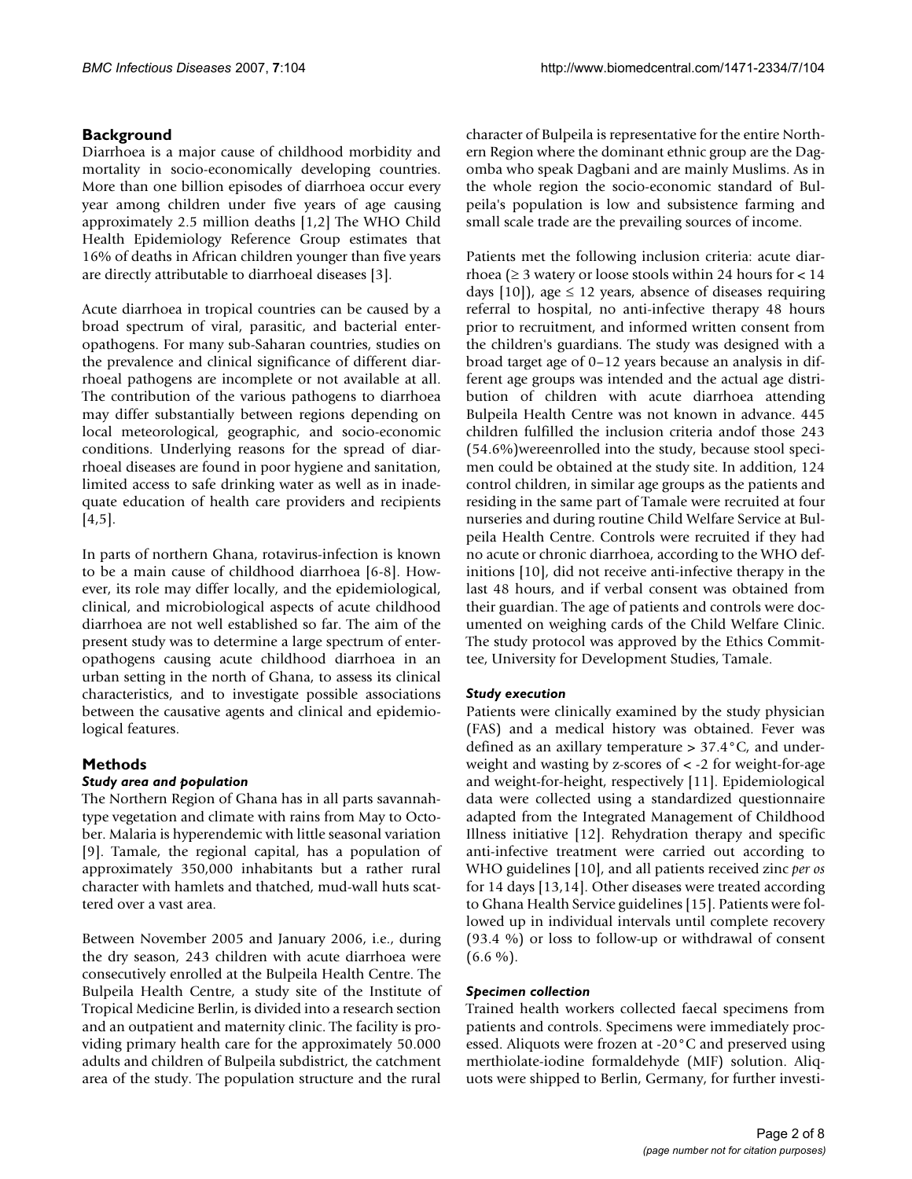## Background

Diarrhoea is a major cause of childhood morbidity and mortality in socio-economically developing countries. More than one billion episodes of diarrhoea occur every year among children under five years of age causing approximately 2.5 million deaths [1,2] The WHO Child Health Epidemiology Reference Group estimates that 16% of deaths in African children younger than five years are directly attributable to diarrhoeal diseases [3].

Acute diarrhoea in tropical countries can be caused by a broad spectrum of viral, parasitic, and bacterial enteropathogens. For many sub-Saharan countries, studies on the prevalence and clinical significance of different diarrhoeal pathogens are incomplete or not available at all. The contribution of the various pathogens to diarrhoea may differ substantially between regions depending on local meteorological, geographic, and socio-economic conditions. Underlying reasons for the spread of diarrhoeal diseases are found in poor hygiene and sanitation, limited access to safe drinking water as well as in inadequate education of health care providers and recipients [4,5].

In parts of northern Ghana, rotavirus-infection is known to be a main cause of childhood diarrhoea [6-8]. However, its role may differ locally, and the epidemiological, clinical, and microbiological aspects of acute childhood diarrhoea are not well established so far. The aim of the present study was to determine a large spectrum of enteropathogens causing acute childhood diarrhoea in an urban setting in the north of Ghana, to assess its clinical characteristics, and to investigate possible associations between the causative agents and clinical and epidemiological features.

## Methods

### *Study area and population*

The Northern Region of Ghana has in all parts savannah-type vegetation and climate with rains from May to October. Malaria is hyperendemic with little seasonal variation [9]. Tamale, the regional capital, has a population of approximately 350,000 inhabitants but a rather rural character with hamlets and thatched, mud-wall huts scattered over a vast area.

Between November 2005 and January 2006, i.e., during the dry season, 243 children with acute diarrhoea were consecutively enrolled at the Bulpeila Health Centre. The Bulpeila Health Centre, a study site of the Institute of Tropical Medicine Berlin, is divided into a research section and an outpatient and maternity clinic. The facility is providing primary health care for the approximately 50.000 adults and children of Bulpeila subdistrict, the catchment area of the study. The population structure and the rural character of Bulpeila is representative for the entire Northern Region where the dominant ethnic group are the Dagomba who speak Dagbani and are mainly Muslims. As in the whole region the socio-economic standard of Bulpeila's population is low and subsistence farming and small scale trade are the prevailing sources of income.

Patients met the following inclusion criteria: acute diarrhoea ($\geq$ 3 watery or loose stools within 24 hours for < 14 days [10]), age $\leq$ 12 years, absence of diseases requiring referral to hospital, no anti-infective therapy 48 hours prior to recruitment, and informed written consent from the children's guardians. The study was designed with a broad target age of 0–12 years because an analysis in different age groups was intended and the actual age distribution of children with acute diarrhoea attending Bulpeila Health Centre was not known in advance. 445 children fulfilled the inclusion criteria andof those 243 (54.6%)wereenrolled into the study, because stool specimen could be obtained at the study site. In addition, 124 control children, in similar age groups as the patients and residing in the same part of Tamale were recruited at four nurseries and during routine Child Welfare Service at Bulpeila Health Centre. Controls were recruited if they had no acute or chronic diarrhoea, according to the WHO definitions [10], did not receive anti-infective therapy in the last 48 hours, and if verbal consent was obtained from their guardian. The age of patients and controls were documented on weighing cards of the Child Welfare Clinic. The study protocol was approved by the Ethics Committee, University for Development Studies, Tamale.

### *Study execution*

Patients were clinically examined by the study physician (FAS) and a medical history was obtained. Fever was defined as an axillary temperature > 37.4°C, and underweight and wasting by z-scores of < -2 for weight-for-age and weight-for-height, respectively [11]. Epidemiological data were collected using a standardized questionnaire adapted from the Integrated Management of Childhood Illness initiative [12]. Rehydration therapy and specific anti-infective treatment were carried out according to WHO guidelines [10], and all patients received zinc *per os* for 14 days [13,14]. Other diseases were treated according to Ghana Health Service guidelines [15]. Patients were followed up in individual intervals until complete recovery (93.4 %) or loss to follow-up or withdrawal of consent (6.6 %).

### *Specimen collection*

Trained health workers collected faecal specimens from patients and controls. Specimens were immediately processed. Aliquots were frozen at -20°C and preserved using merthiolate-iodine formaldehyde (MIF) solution. Aliquots were shipped to Berlin, Germany, for further investi-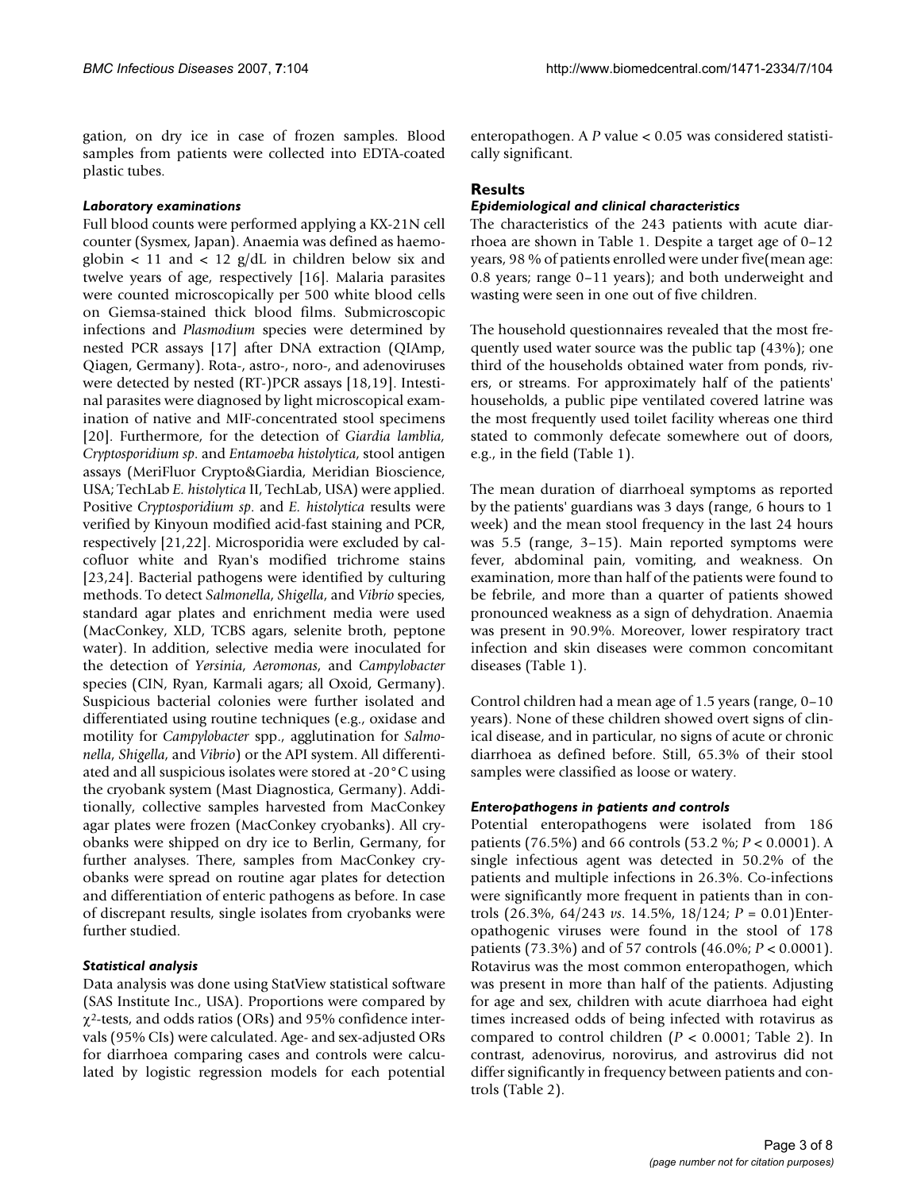gation, on dry ice in case of frozen samples. Blood samples from patients were collected into EDTA-coated plastic tubes.

### *Laboratory examinations*

Full blood counts were performed applying a KX-21N cell counter (Sysmex, Japan). Anaemia was defined as haemoglobin < 11 and < 12 g/dL in children below six and twelve years of age, respectively [16]. Malaria parasites were counted microscopically per 500 white blood cells on Giemsa-stained thick blood films. Submicroscopic infections and *Plasmodium* species were determined by nested PCR assays [17] after DNA extraction (QIAmp, Qiagen, Germany). Rota-, astro-, noro-, and adenoviruses were detected by nested (RT-)PCR assays [18,19]. Intestinal parasites were diagnosed by light microscopical examination of native and MIF-concentrated stool specimens [20]. Furthermore, for the detection of *Giardia lamblia*, *Cryptosporidium sp*. and *Entamoeba histolytica*, stool antigen assays (MeriFluor Crypto&Giardia, Meridian Bioscience, USA; TechLab *E. histolytica* II, TechLab, USA) were applied. Positive *Cryptosporidium sp*. and *E. histolytica* results were verified by Kinyoun modified acid-fast staining and PCR, respectively [21,22]. Microsporidia were excluded by calcofluor white and Ryan's modified trichrome stains [23,24]. Bacterial pathogens were identified by culturing methods. To detect *Salmonella*, *Shigella*, and *Vibrio* species, standard agar plates and enrichment media were used (MacConkey, XLD, TCBS agars, selenite broth, peptone water). In addition, selective media were inoculated for the detection of *Yersinia*, *Aeromonas*, and *Campylobacter* species (CIN, Ryan, Karmali agars; all Oxoid, Germany). Suspicious bacterial colonies were further isolated and differentiated using routine techniques (e.g., oxidase and motility for *Campylobacter* spp., agglutination for *Salmonella*, *Shigella*, and *Vibrio*) or the API system. All differentiated and all suspicious isolates were stored at -20°C using the cryobank system (Mast Diagnostica, Germany). Additionally, collective samples harvested from MacConkey agar plates were frozen (MacConkey cryobanks). All cryobanks were shipped on dry ice to Berlin, Germany, for further analyses. There, samples from MacConkey cryobanks were spread on routine agar plates for detection and differentiation of enteric pathogens as before. In case of discrepant results, single isolates from cryobanks were further studied.

### *Statistical analysis*

Data analysis was done using StatView statistical software (SAS Institute Inc., USA). Proportions were compared by $\chi^2$-tests, and odds ratios (ORs) and 95% confidence intervals (95% CIs) were calculated. Age- and sex-adjusted ORs for diarrhoea comparing cases and controls were calculated by logistic regression models for each potential enteropathogen. A $P$ value < 0.05 was considered statistically significant.

## Results

### *Epidemiological and clinical characteristics*

The characteristics of the 243 patients with acute diarrhoea are shown in Table 1. Despite a target age of 0–12 years, 98 % of patients enrolled were under five(mean age: 0.8 years; range 0–11 years); and both underweight and wasting were seen in one out of five children.

The household questionnaires revealed that the most frequently used water source was the public tap (43%); one third of the households obtained water from ponds, rivers, or streams. For approximately half of the patients' households, a public pipe ventilated covered latrine was the most frequently used toilet facility whereas one third stated to commonly defecate somewhere out of doors, e.g., in the field (Table 1).

The mean duration of diarrhoeal symptoms as reported by the patients' guardians was 3 days (range, 6 hours to 1 week) and the mean stool frequency in the last 24 hours was 5.5 (range, 3–15). Main reported symptoms were fever, abdominal pain, vomiting, and weakness. On examination, more than half of the patients were found to be febrile, and more than a quarter of patients showed pronounced weakness as a sign of dehydration. Anaemia was present in 90.9%. Moreover, lower respiratory tract infection and skin diseases were common concomitant diseases (Table 1).

Control children had a mean age of 1.5 years (range, 0–10 years). None of these children showed overt signs of clinical disease, and in particular, no signs of acute or chronic diarrhoea as defined before. Still, 65.3% of their stool samples were classified as loose or watery.

### *Enteropathogens in patients and controls*

Potential enteropathogens were isolated from 186 patients (76.5%) and 66 controls (53.2 %; $P < 0.0001$). A single infectious agent was detected in 50.2% of the patients and multiple infections in 26.3%. Co-infections were significantly more frequent in patients than in controls (26.3%, 64/243 *vs*. 14.5%, 18/124; $P = 0.01$)Enteropathogenic viruses were found in the stool of 178 patients (73.3%) and of 57 controls (46.0%; $P < 0.0001$). Rotavirus was the most common enteropathogen, which was present in more than half of the patients. Adjusting for age and sex, children with acute diarrhoea had eight times increased odds of being infected with rotavirus as compared to control children ($P < 0.0001$; Table 2). In contrast, adenovirus, norovirus, and astrovirus did not differ significantly in frequency between patients and controls (Table 2).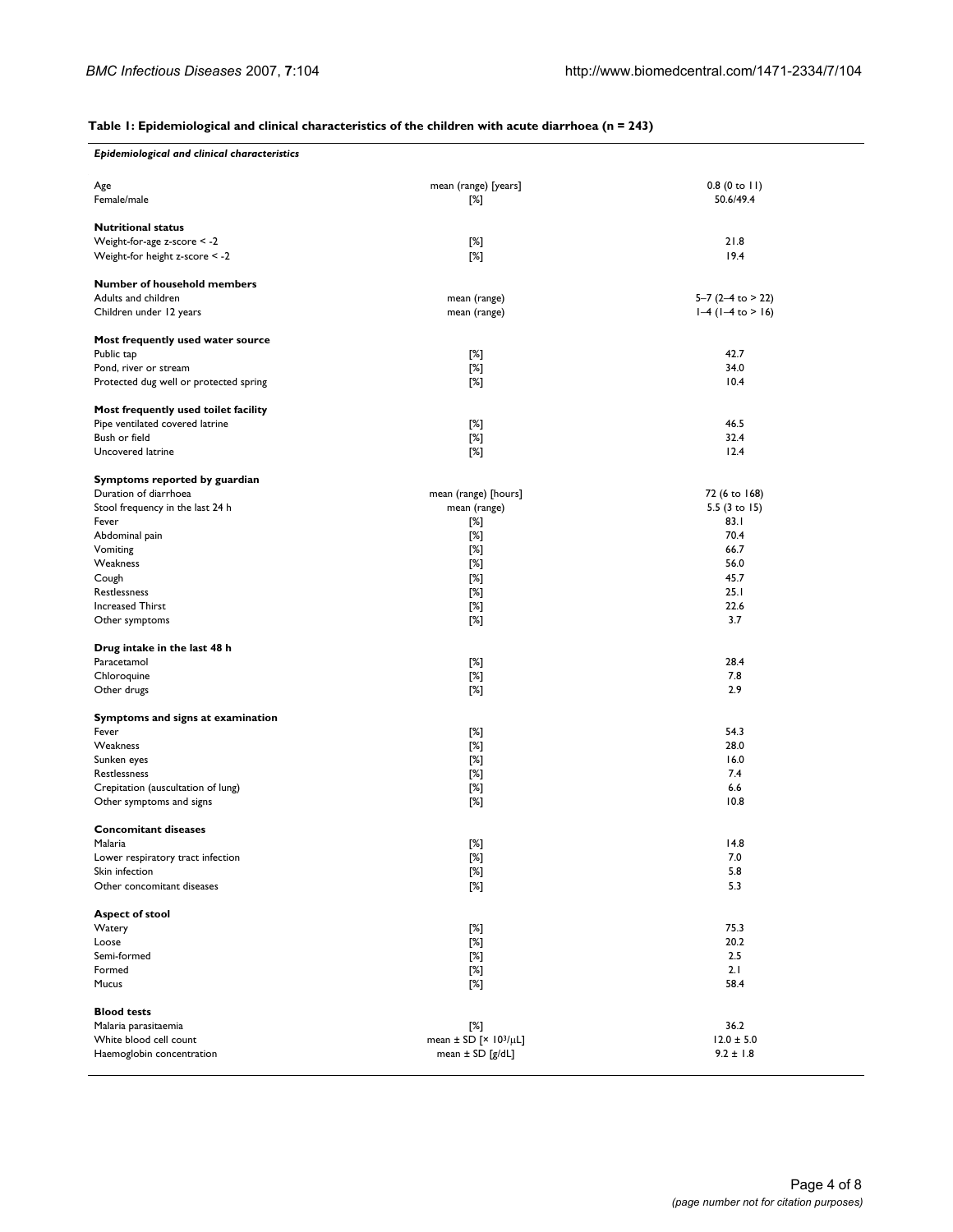**Table 1: Epidemiological and clinical characteristics of the children with acute diarrhoea (n = 243)**

| *Epidemiological and clinical characteristics* | | |
|---|---|---|
| Age | mean (range) [years] | 0.8 (0 to 11) |
| Female/male | [%] | 50.6/49.4 |
| **Nutritional status** | | |
| Weight-for-age z-score < -2 | [%] | 21.8 |
| Weight-for height z-score < -2 | [%] | 19.4 |
| **Number of household members** | | |
| Adults and children | mean (range) | 5–7 (2–4 to > 22) |
| Children under 12 years | mean (range) | 1–4 (1–4 to > 16) |
| **Most frequently used water source** | | |
| Public tap | [%] | 42.7 |
| Pond, river or stream | [%] | 34.0 |
| Protected dug well or protected spring | [%] | 10.4 |
| **Most frequently used toilet facility** | | |
| Pipe ventilated covered latrine | [%] | 46.5 |
| Bush or field | [%] | 32.4 |
| Uncovered latrine | [%] | 12.4 |
| **Symptoms reported by guardian** | | |
| Duration of diarrhoea | mean (range) [hours] | 72 (6 to 168) |
| Stool frequency in the last 24 h | mean (range) | 5.5 (3 to 15) |
| Fever | [%] | 83.1 |
| Abdominal pain | [%] | 70.4 |
| Vomiting | [%] | 66.7 |
| Weakness | [%] | 56.0 |
| Cough | [%] | 45.7 |
| Restlessness | [%] | 25.1 |
| Increased Thirst | [%] | 22.6 |
| Other symptoms | [%] | 3.7 |
| **Drug intake in the last 48 h** | | |
| Paracetamol | [%] | 28.4 |
| Chloroquine | [%] | 7.8 |
| Other drugs | [%] | 2.9 |
| **Symptoms and signs at examination** | | |
| Fever | [%] | 54.3 |
| Weakness | [%] | 28.0 |
| Sunken eyes | [%] | 16.0 |
| Restlessness | [%] | 7.4 |
| Crepitation (auscultation of lung) | [%] | 6.6 |
| Other symptoms and signs | [%] | 10.8 |
| **Concomitant diseases** | | |
| Malaria | [%] | 14.8 |
| Lower respiratory tract infection | [%] | 7.0 |
| Skin infection | [%] | 5.8 |
| Other concomitant diseases | [%] | 5.3 |
| **Aspect of stool** | | |
| Watery | [%] | 75.3 |
| Loose | [%] | 20.2 |
| Semi-formed | [%] | 2.5 |
| Formed | [%] | 2.1 |
| Mucus | [%] | 58.4 |
| **Blood tests** | | |
| Malaria parasitaemia | [%] | 36.2 |
| White blood cell count | mean ± SD [$\times 10^3/\mu L$] | 12.0 ± 5.0 |
| Haemoglobin concentration | mean ± SD [g/dL] | 9.2 ± 1.8 |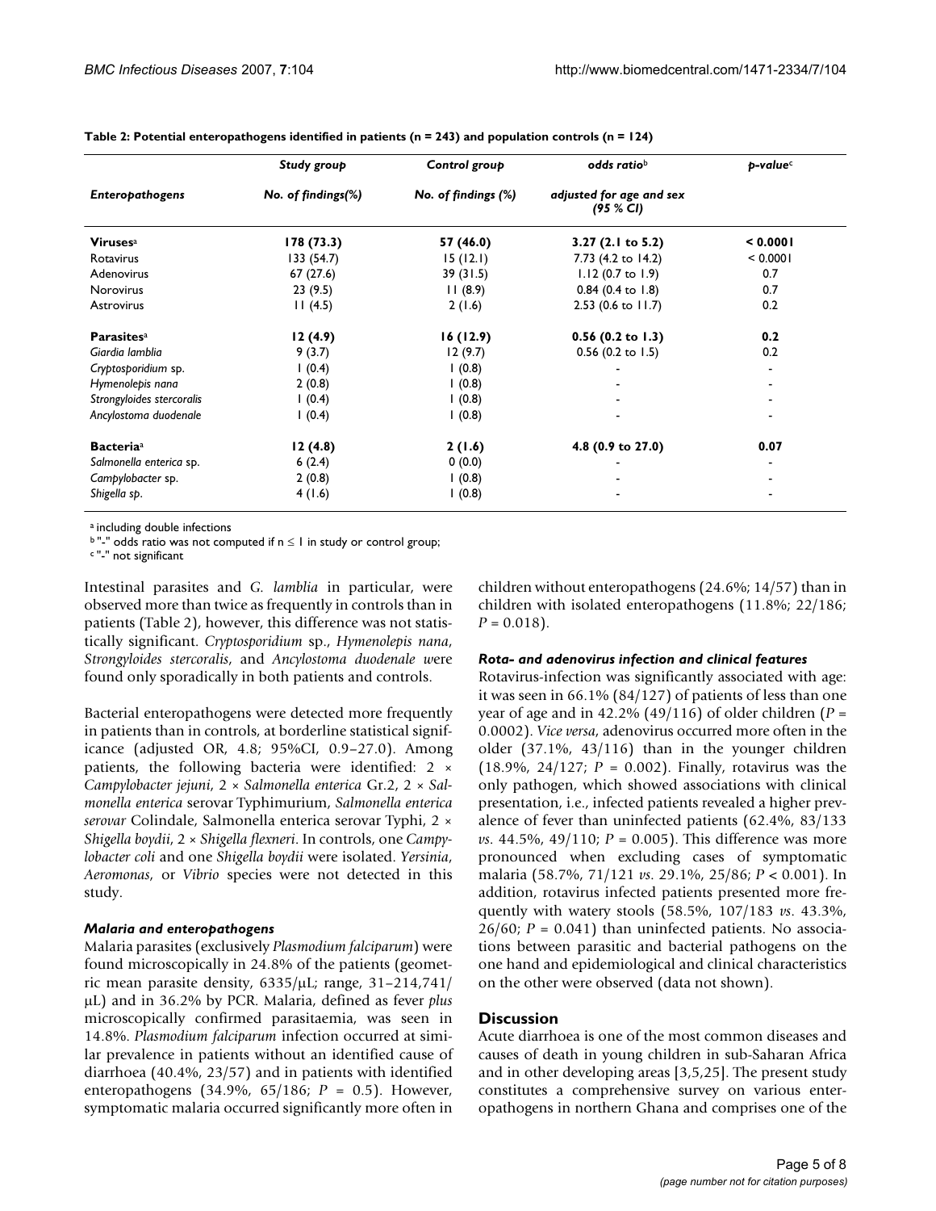**Table 2: Potential enteropathogens identified in patients (n = 243) and population controls (n = 124)**

| *Enteropathogens* | *Study group* No. of findings(%) | *Control group* No. of findings (%) | *odds ratio*[b] adjusted for age and sex (95 % CI) | *p-value*[c] |
|---|---|---|---|---|
| **Viruses**[a] | **178 (73.3)** | **57 (46.0)** | **3.27 (2.1 to 5.2)** | **< 0.0001** |
| Rotavirus | 133 (54.7) | 15 (12.1) | 7.73 (4.2 to 14.2) | < 0.0001 |
| Adenovirus | 67 (27.6) | 39 (31.5) | 1.12 (0.7 to 1.9) | 0.7 |
| Norovirus | 23 (9.5) | 11 (8.9) | 0.84 (0.4 to 1.8) | 0.7 |
| Astrovirus | 11 (4.5) | 2 (1.6) | 2.53 (0.6 to 11.7) | 0.2 |
| **Parasites**[a] | **12 (4.9)** | **16 (12.9)** | **0.56 (0.2 to 1.3)** | **0.2** |
| *Giardia lamblia* | 9 (3.7) | 12 (9.7) | 0.56 (0.2 to 1.5) | 0.2 |
| *Cryptosporidium* sp. | 1 (0.4) | 1 (0.8) | - | - |
| *Hymenolepis nana* | 2 (0.8) | 1 (0.8) | - | - |
| *Strongyloides stercoralis* | 1 (0.4) | 1 (0.8) | - | - |
| *Ancylostoma duodenale* | 1 (0.4) | 1 (0.8) | - | - |
| **Bacteria**[a] | **12 (4.8)** | **2 (1.6)** | **4.8 (0.9 to 27.0)** | **0.07** |
| *Salmonella enterica* sp. | 6 (2.4) | 0 (0.0) | - | - |
| *Campylobacter* sp. | 2 (0.8) | 1 (0.8) | - | - |
| *Shigella* sp. | 4 (1.6) | 1 (0.8) | - | - |

[a] including double infections
[b] "-" odds ratio was not computed if n ≤ 1 in study or control group;
[c] "-" not significant

Intestinal parasites and *G. lamblia* in particular, were observed more than twice as frequently in controls than in patients (Table 2), however, this difference was not statistically significant. *Cryptosporidium* sp., *Hymenolepis nana*, *Strongyloides stercoralis*, and *Ancylostoma duodenale* were found only sporadically in both patients and controls.

Bacterial enteropathogens were detected more frequently in patients than in controls, at borderline statistical significance (adjusted OR, 4.8; 95%CI, 0.9–27.0). Among patients, the following bacteria were identified: 2 × *Campylobacter jejuni*, 2 × *Salmonella enterica* Gr.2, 2 × *Salmonella enterica* serovar Typhimurium, *Salmonella enterica serovar* Colindale, Salmonella enterica serovar Typhi, 2 × *Shigella boydii*, 2 × *Shigella flexneri*. In controls, one *Campylobacter coli* and one *Shigella boydii* were isolated. *Yersinia*, *Aeromonas*, or *Vibrio* species were not detected in this study.

#### *Malaria and enteropathogens*

Malaria parasites (exclusively *Plasmodium falciparum*) were found microscopically in 24.8% of the patients (geometric mean parasite density, 6335/μL; range, 31–214,741/μL) and in 36.2% by PCR. Malaria, defined as fever *plus* microscopically confirmed parasitaemia, was seen in 14.8%. *Plasmodium falciparum* infection occurred at similar prevalence in patients without an identified cause of diarrhoea (40.4%, 23/57) and in patients with identified enteropathogens (34.9%, 65/186; $P$ = 0.5). However, symptomatic malaria occurred significantly more often in children without enteropathogens (24.6%; 14/57) than in children with isolated enteropathogens (11.8%; 22/186; $P$ = 0.018).

#### *Rota- and adenovirus infection and clinical features*

Rotavirus-infection was significantly associated with age: it was seen in 66.1% (84/127) of patients of less than one year of age and in 42.2% (49/116) of older children ($P$ = 0.0002). *Vice versa*, adenovirus occurred more often in the older (37.1%, 43/116) than in the younger children (18.9%, 24/127; $P$ = 0.002). Finally, rotavirus was the only pathogen, which showed associations with clinical presentation, i.e., infected patients revealed a higher prevalence of fever than uninfected patients (62.4%, 83/133 *vs*. 44.5%, 49/110; $P$ = 0.005). This difference was more pronounced when excluding cases of symptomatic malaria (58.7%, 71/121 *vs*. 29.1%, 25/86; $P$ < 0.001). In addition, rotavirus infected patients presented more frequently with watery stools (58.5%, 107/183 *vs*. 43.3%, 26/60; $P$ = 0.041) than uninfected patients. No associations between parasitic and bacterial pathogens on the one hand and epidemiological and clinical characteristics on the other were observed (data not shown).

## Discussion

Acute diarrhoea is one of the most common diseases and causes of death in young children in sub-Saharan Africa and in other developing areas [3,5,25]. The present study constitutes a comprehensive survey on various enteropathogens in northern Ghana and comprises one of the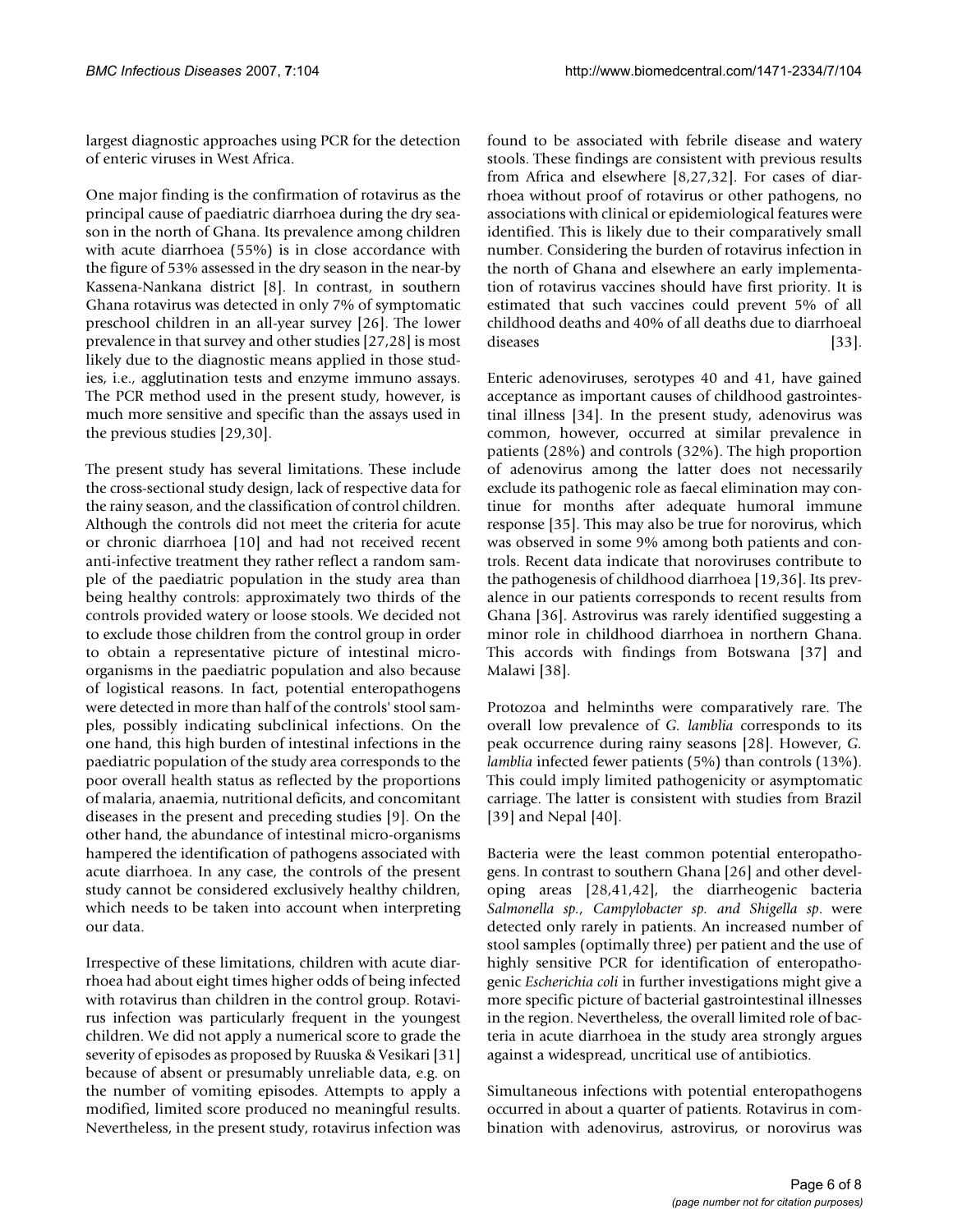largest diagnostic approaches using PCR for the detection of enteric viruses in West Africa.

One major finding is the confirmation of rotavirus as the principal cause of paediatric diarrhoea during the dry season in the north of Ghana. Its prevalence among children with acute diarrhoea (55%) is in close accordance with the figure of 53% assessed in the dry season in the near-by Kassena-Nankana district [8]. In contrast, in southern Ghana rotavirus was detected in only 7% of symptomatic preschool children in an all-year survey [26]. The lower prevalence in that survey and other studies [27,28] is most likely due to the diagnostic means applied in those studies, i.e., agglutination tests and enzyme immuno assays. The PCR method used in the present study, however, is much more sensitive and specific than the assays used in the previous studies [29,30].

The present study has several limitations. These include the cross-sectional study design, lack of respective data for the rainy season, and the classification of control children. Although the controls did not meet the criteria for acute or chronic diarrhoea [10] and had not received recent anti-infective treatment they rather reflect a random sample of the paediatric population in the study area than being healthy controls: approximately two thirds of the controls provided watery or loose stools. We decided not to exclude those children from the control group in order to obtain a representative picture of intestinal micro-organisms in the paediatric population and also because of logistical reasons. In fact, potential enteropathogens were detected in more than half of the controls' stool samples, possibly indicating subclinical infections. On the one hand, this high burden of intestinal infections in the paediatric population of the study area corresponds to the poor overall health status as reflected by the proportions of malaria, anaemia, nutritional deficits, and concomitant diseases in the present and preceding studies [9]. On the other hand, the abundance of intestinal micro-organisms hampered the identification of pathogens associated with acute diarrhoea. In any case, the controls of the present study cannot be considered exclusively healthy children, which needs to be taken into account when interpreting our data.

Irrespective of these limitations, children with acute diarrhoea had about eight times higher odds of being infected with rotavirus than children in the control group. Rotavirus infection was particularly frequent in the youngest children. We did not apply a numerical score to grade the severity of episodes as proposed by Ruuska & Vesikari [31] because of absent or presumably unreliable data, e.g. on the number of vomiting episodes. Attempts to apply a modified, limited score produced no meaningful results. Nevertheless, in the present study, rotavirus infection was found to be associated with febrile disease and watery stools. These findings are consistent with previous results from Africa and elsewhere [8,27,32]. For cases of diarrhoea without proof of rotavirus or other pathogens, no associations with clinical or epidemiological features were identified. This is likely due to their comparatively small number. Considering the burden of rotavirus infection in the north of Ghana and elsewhere an early implementation of rotavirus vaccines should have first priority. It is estimated that such vaccines could prevent 5% of all childhood deaths and 40% of all deaths due to diarrhoeal diseases [33].

Enteric adenoviruses, serotypes 40 and 41, have gained acceptance as important causes of childhood gastrointestinal illness [34]. In the present study, adenovirus was common, however, occurred at similar prevalence in patients (28%) and controls (32%). The high proportion of adenovirus among the latter does not necessarily exclude its pathogenic role as faecal elimination may continue for months after adequate humoral immune response [35]. This may also be true for norovirus, which was observed in some 9% among both patients and controls. Recent data indicate that noroviruses contribute to the pathogenesis of childhood diarrhoea [19,36]. Its prevalence in our patients corresponds to recent results from Ghana [36]. Astrovirus was rarely identified suggesting a minor role in childhood diarrhoea in northern Ghana. This accords with findings from Botswana [37] and Malawi [38].

Protozoa and helminths were comparatively rare. The overall low prevalence of *G. lamblia* corresponds to its peak occurrence during rainy seasons [28]. However, *G. lamblia* infected fewer patients (5%) than controls (13%). This could imply limited pathogenicity or asymptomatic carriage. The latter is consistent with studies from Brazil [39] and Nepal [40].

Bacteria were the least common potential enteropathogens. In contrast to southern Ghana [26] and other developing areas [28,41,42], the diarrheogenic bacteria *Salmonella sp., Campylobacter sp. and Shigella sp.* were detected only rarely in patients. An increased number of stool samples (optimally three) per patient and the use of highly sensitive PCR for identification of enteropathogenic *Escherichia coli* in further investigations might give a more specific picture of bacterial gastrointestinal illnesses in the region. Nevertheless, the overall limited role of bacteria in acute diarrhoea in the study area strongly argues against a widespread, uncritical use of antibiotics.

Simultaneous infections with potential enteropathogens occurred in about a quarter of patients. Rotavirus in combination with adenovirus, astrovirus, or norovirus was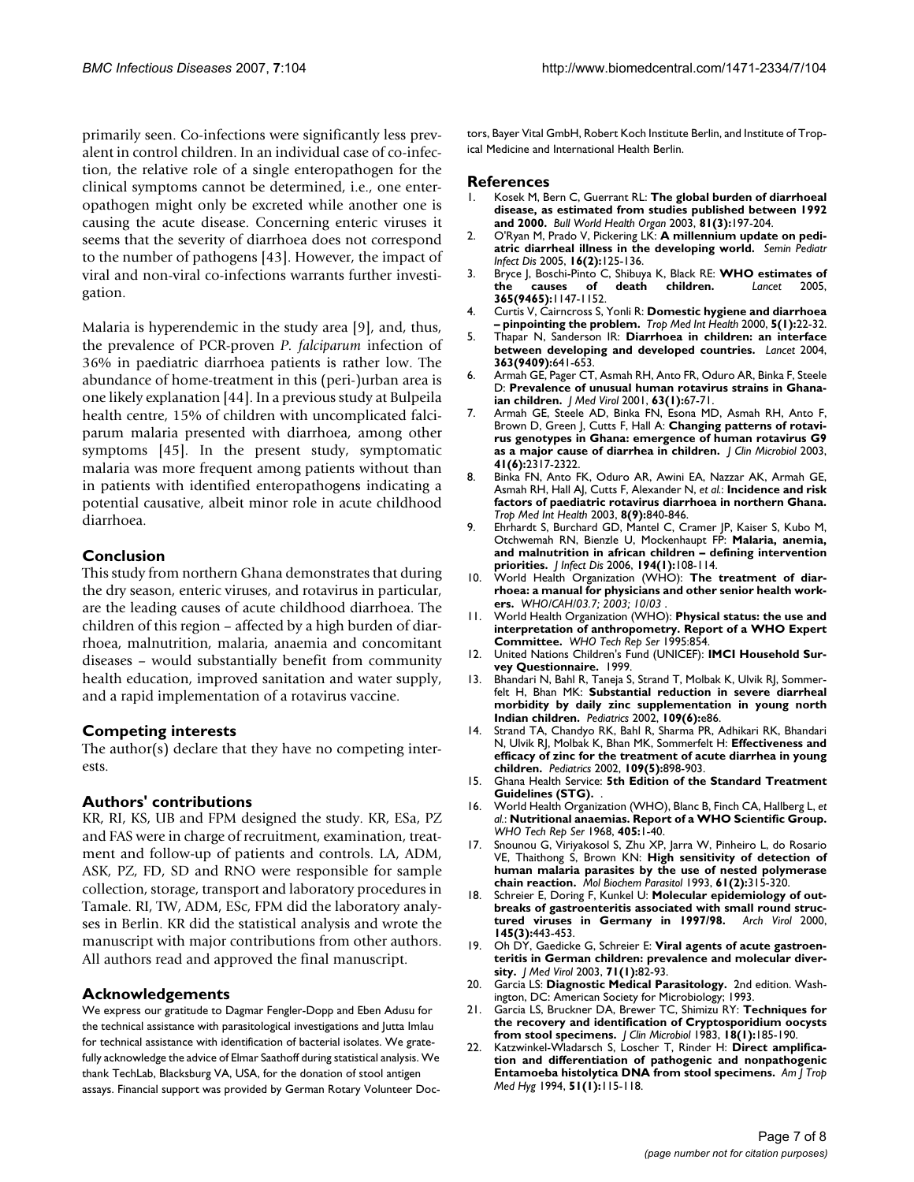primarily seen. Co-infections were significantly less prevalent in control children. In an individual case of co-infection, the relative role of a single enteropathogen for the clinical symptoms cannot be determined, i.e., one enteropathogen might only be excreted while another one is causing the acute disease. Concerning enteric viruses it seems that the severity of diarrhoea does not correspond to the number of pathogens [43]. However, the impact of viral and non-viral co-infections warrants further investigation.

Malaria is hyperendemic in the study area [9], and, thus, the prevalence of PCR-proven *P. falciparum* infection of 36% in paediatric diarrhoea patients is rather low. The abundance of home-treatment in this (peri-)urban area is one likely explanation [44]. In a previous study at Bulpeila health centre, 15% of children with uncomplicated falciparum malaria presented with diarrhoea, among other symptoms [45]. In the present study, symptomatic malaria was more frequent among patients without than in patients with identified enteropathogens indicating a potential causative, albeit minor role in acute childhood diarrhoea.

## Conclusion

This study from northern Ghana demonstrates that during the dry season, enteric viruses, and rotavirus in particular, are the leading causes of acute childhood diarrhoea. The children of this region – affected by a high burden of diarrhoea, malnutrition, malaria, anaemia and concomitant diseases – would substantially benefit from community health education, improved sanitation and water supply, and a rapid implementation of a rotavirus vaccine.

## Competing interests

The author(s) declare that they have no competing interests.

## Authors' contributions

KR, RI, KS, UB and FPM designed the study. KR, ESa, PZ and FAS were in charge of recruitment, examination, treatment and follow-up of patients and controls. LA, ADM, ASK, PZ, FD, SD and RNO were responsible for sample collection, storage, transport and laboratory procedures in Tamale. RI, TW, ADM, ESc, FPM did the laboratory analyses in Berlin. KR did the statistical analysis and wrote the manuscript with major contributions from other authors. All authors read and approved the final manuscript.

## Acknowledgements

We express our gratitude to Dagmar Fengler-Dopp and Eben Adusu for the technical assistance with parasitological investigations and Jutta Imlau for technical assistance with identification of bacterial isolates. We gratefully acknowledge the advice of Elmar Saathoff during statistical analysis. We thank TechLab, Blacksburg VA, USA, for the donation of stool antigen assays. Financial support was provided by German Rotary Volunteer Doctors, Bayer Vital GmbH, Robert Koch Institute Berlin, and Institute of Tropical Medicine and International Health Berlin.

## References

1. Kosek M, Bern C, Guerrant RL: **The global burden of diarrhoeal disease, as estimated from studies published between 1992 and 2000.** *Bull World Health Organ* 2003, **81(3):**197-204.
2. O'Ryan M, Prado V, Pickering LK: **A millennium update on pediatric diarrheal illness in the developing world.** *Semin Pediatr Infect Dis* 2005, **16(2):**125-136.
3. Bryce J, Boschi-Pinto C, Shibuya K, Black RE: **WHO estimates of the causes of death children.** *Lancet* 2005, **365(9465):**1147-1152.
4. Curtis V, Cairncross S, Yonli R: **Domestic hygiene and diarrhoea – pinpointing the problem.** *Trop Med Int Health* 2000, **5(1):**22-32.
5. Thapar N, Sanderson IR: **Diarrhoea in children: an interface between developing and developed countries.** *Lancet* 2004, **363(9409):**641-653.
6. Armah GE, Pager CT, Asmah RH, Anto FR, Oduro AR, Binka F, Steele D: **Prevalence of unusual human rotavirus strains in Ghanaian children.** *J Med Virol* 2001, **63(1):**67-71.
7. Armah GE, Steele AD, Binka FN, Esona MD, Asmah RH, Anto F, Brown D, Green J, Cutts F, Hall A: **Changing patterns of rotavirus genotypes in Ghana: emergence of human rotavirus G9 as a major cause of diarrhea in children.** *J Clin Microbiol* 2003, **41(6):**2317-2322.
8. Binka FN, Anto FK, Oduro AR, Awini EA, Nazzar AK, Armah GE, Asmah RH, Hall AJ, Cutts F, Alexander N, *et al.*: **Incidence and risk factors of paediatric rotavirus diarrhoea in northern Ghana.** *Trop Med Int Health* 2003, **8(9):**840-846.
9. Ehrhardt S, Burchard GD, Mantel C, Cramer JP, Kaiser S, Kubo M, Otchwemah RN, Bienzle U, Mockenhaupt FP: **Malaria, anemia, and malnutrition in african children – defining intervention priorities.** *J Infect Dis* 2006, **194(1):**108-114.
10. World Health Organization (WHO): **The treatment of diarrhoea: a manual for physicians and other senior health workers.** *WHO/CAH/03.7; 2003; 10/03* .
11. World Health Organization (WHO): **Physical status: the use and interpretation of anthropometry. Report of a WHO Expert Committee.** *WHO Tech Rep Ser* 1995:854.
12. United Nations Children's Fund (UNICEF): **IMCI Household Survey Questionnaire.** 1999.
13. Bhandari N, Bahl R, Taneja S, Strand T, Molbak K, Ulvik RJ, Sommerfelt H, Bhan MK: **Substantial reduction in severe diarrheal morbidity by daily zinc supplementation in young north Indian children.** *Pediatrics* 2002, **109(6):**e86.
14. Strand TA, Chandyo RK, Bahl R, Sharma PR, Adhikari RK, Bhandari N, Ulvik RJ, Molbak K, Bhan MK, Sommerfelt H: **Effectiveness and efficacy of zinc for the treatment of acute diarrhea in young children.** *Pediatrics* 2002, **109(5):**898-903.
15. Ghana Health Service: **5th Edition of the Standard Treatment Guidelines (STG).** .
16. World Health Organization (WHO), Blanc B, Finch CA, Hallberg L, *et al.*: **Nutritional anaemias. Report of a WHO Scientific Group.** *WHO Tech Rep Ser* 1968, **405:**1-40.
17. Snounou G, Viriyakosol S, Zhu XP, Jarra W, Pinheiro L, do Rosario VE, Thaithong S, Brown KN: **High sensitivity of detection of human malaria parasites by the use of nested polymerase chain reaction.** *Mol Biochem Parasitol* 1993, **61(2):**315-320.
18. Schreier E, Doring F, Kunkel U: **Molecular epidemiology of outbreaks of gastroenteritis associated with small round structured viruses in Germany in 1997/98.** *Arch Virol* 2000, **145(3):**443-453.
19. Oh DY, Gaedicke G, Schreier E: **Viral agents of acute gastroenteritis in German children: prevalence and molecular diversity.** *J Med Virol* 2003, **71(1):**82-93.
20. Garcia LS: **Diagnostic Medical Parasitology.** 2nd edition. Washington, DC: American Society for Microbiology; 1993.
21. Garcia LS, Bruckner DA, Brewer TC, Shimizu RY: **Techniques for the recovery and identification of Cryptosporidium oocysts from stool specimens.** *J Clin Microbiol* 1983, **18(1):**185-190.
22. Katzwinkel-Wladarsch S, Loscher T, Rinder H: **Direct amplification and differentiation of pathogenic and nonpathogenic Entamoeba histolytica DNA from stool specimens.** *Am J Trop Med Hyg* 1994, **51(1):**115-118.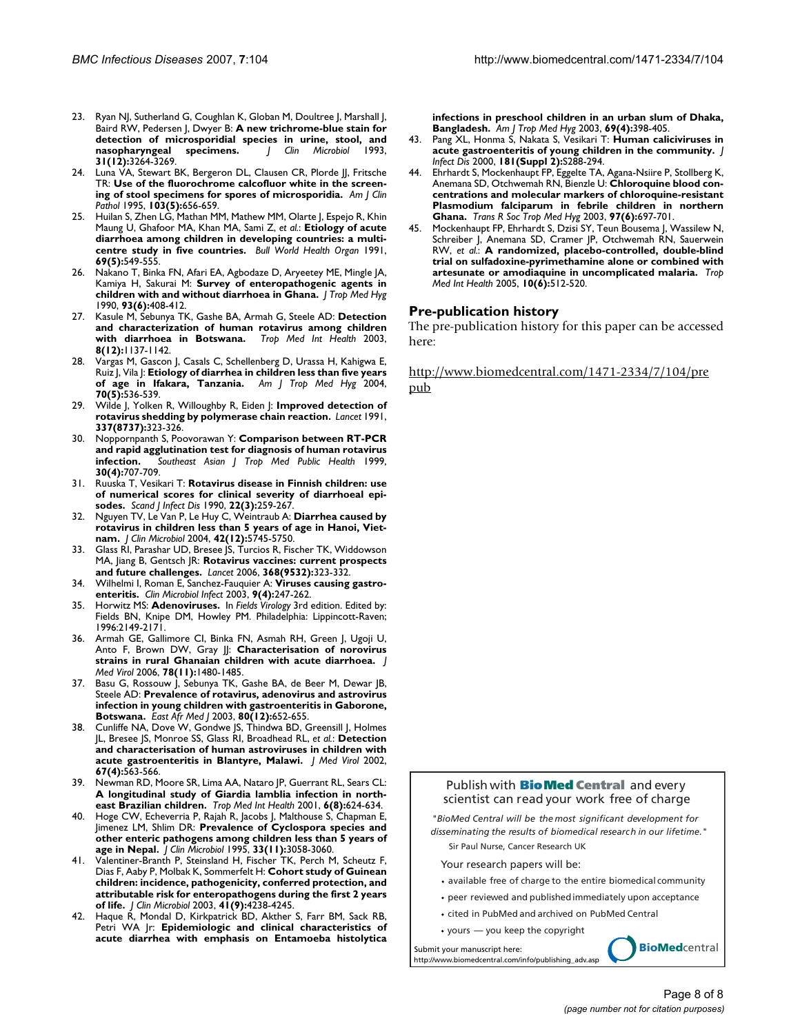23. Ryan NJ, Sutherland G, Coughlan K, Globan M, Doultree J, Marshall J, Baird RW, Pedersen J, Dwyer B: **A new trichrome-blue stain for detection of microsporidial species in urine, stool, and nasopharyngeal specimens.** *J Clin Microbiol* 1993, **31(12):**3264-3269.
24. Luna VA, Stewart BK, Bergeron DL, Clausen CR, Plorde JJ, Fritsche TR: **Use of the fluorochrome calcofluor white in the screening of stool specimens for spores of microsporidia.** *Am J Clin Pathol* 1995, **103(5):**656-659.
25. Huilan S, Zhen LG, Mathan MM, Mathew MM, Olarte J, Espejo R, Khin Maung U, Ghafoor MA, Khan MA, Sami Z, *et al.*: **Etiology of acute diarrhoea among children in developing countries: a multicentre study in five countries.** *Bull World Health Organ* 1991, **69(5):**549-555.
26. Nakano T, Binka FN, Afari EA, Agbodaze D, Aryeetey ME, Mingle JA, Kamiya H, Sakurai M: **Survey of enteropathogenic agents in children with and without diarrhoea in Ghana.** *J Trop Med Hyg* 1990, **93(6):**408-412.
27. Kasule M, Sebunya TK, Gashe BA, Armah G, Steele AD: **Detection and characterization of human rotavirus among children with diarrhoea in Botswana.** *Trop Med Int Health* 2003, **8(12):**1137-1142.
28. Vargas M, Gascon J, Casals C, Schellenberg D, Urassa H, Kahigwa E, Ruiz J, Vila J: **Etiology of diarrhea in children less than five years of age in Ifakara, Tanzania.** *Am J Trop Med Hyg* 2004, **70(5):**536-539.
29. Wilde J, Yolken R, Willoughby R, Eiden J: **Improved detection of rotavirus shedding by polymerase chain reaction.** *Lancet* 1991, **337(8737):**323-326.
30. Noppornpanth S, Poovorawan Y: **Comparison between RT-PCR and rapid agglutination test for diagnosis of human rotavirus infection.** *Southeast Asian J Trop Med Public Health* 1999, **30(4):**707-709.
31. Ruuska T, Vesikari T: **Rotavirus disease in Finnish children: use of numerical scores for clinical severity of diarrhoeal episodes.** *Scand J Infect Dis* 1990, **22(3):**259-267.
32. Nguyen TV, Le Van P, Le Huy C, Weintraub A: **Diarrhea caused by rotavirus in children less than 5 years of age in Hanoi, Vietnam.** *J Clin Microbiol* 2004, **42(12):**5745-5750.
33. Glass RI, Parashar UD, Bresee JS, Turcios R, Fischer TK, Widdowson MA, Jiang B, Gentsch JR: **Rotavirus vaccines: current prospects and future challenges.** *Lancet* 2006, **368(9532):**323-332.
34. Wilhelmi I, Roman E, Sanchez-Fauquier A: **Viruses causing gastroenteritis.** *Clin Microbiol Infect* 2003, **9(4):**247-262.
35. Horwitz MS: **Adenoviruses.** In *Fields Virology* 3rd edition. Edited by: Fields BN, Knipe DM, Howley PM. Philadelphia: Lippincott-Raven; 1996:2149-2171.
36. Armah GE, Gallimore CI, Binka FN, Asmah RH, Green J, Ugoji U, Anto F, Brown DW, Gray JJ: **Characterisation of norovirus strains in rural Ghanaian children with acute diarrhoea.** *J Med Virol* 2006, **78(11):**1480-1485.
37. Basu G, Rossouw J, Sebunya TK, Gashe BA, de Beer M, Dewar JB, Steele AD: **Prevalence of rotavirus, adenovirus and astrovirus infection in young children with gastroenteritis in Gaborone, Botswana.** *East Afr Med J* 2003, **80(12):**652-655.
38. Cunliffe NA, Dove W, Gondwe JS, Thindwa BD, Greensill J, Holmes JL, Bresee JS, Monroe SS, Glass RI, Broadhead RL, *et al.*: **Detection and characterisation of human astroviruses in children with acute gastroenteritis in Blantyre, Malawi.** *J Med Virol* 2002, **67(4):**563-566.
39. Newman RD, Moore SR, Lima AA, Nataro JP, Guerrant RL, Sears CL: **A longitudinal study of Giardia lamblia infection in north-east Brazilian children.** *Trop Med Int Health* 2001, **6(8):**624-634.
40. Hoge CW, Echeverria P, Rajah R, Jacobs J, Malthouse S, Chapman E, Jimenez LM, Shlim DR: **Prevalence of Cyclospora species and other enteric pathogens among children less than 5 years of age in Nepal.** *J Clin Microbiol* 1995, **33(11):**3058-3060.
41. Valentiner-Branth P, Steinsland H, Fischer TK, Perch M, Scheutz F, Dias F, Aaby P, Molbak K, Sommerfelt H: **Cohort study of Guinean children: incidence, pathogenicity, conferred protection, and attributable risk for enteropathogens during the first 2 years of life.** *J Clin Microbiol* 2003, **41(9):**4238-4245.
42. Haque R, Mondal D, Kirkpatrick BD, Akther S, Farr BM, Sack RB, Petri WA Jr: **Epidemiologic and clinical characteristics of acute diarrhea with emphasis on Entamoeba histolytica infections in preschool children in an urban slum of Dhaka, Bangladesh.** *Am J Trop Med Hyg* 2003, **69(4):**398-405.
43. Pang XL, Honma S, Nakata S, Vesikari T: **Human caliciviruses in acute gastroenteritis of young children in the community.** *J Infect Dis* 2000, **181(Suppl 2):**S288-294.
44. Ehrhardt S, Mockenhaupt FP, Eggelte TA, Agana-Nsiire P, Stollberg K, Anemana SD, Otchwemah RN, Bienzle U: **Chloroquine blood concentrations and molecular markers of chloroquine-resistant Plasmodium falciparum in febrile children in northern Ghana.** *Trans R Soc Trop Med Hyg* 2003, **97(6):**697-701.
45. Mockenhaupt FP, Ehrhardt S, Dzisi SY, Teun Bousema J, Wassilew N, Schreiber J, Anemana SD, Cramer JP, Otchwemah RN, Sauerwein RW, *et al.*: **A randomized, placebo-controlled, double-blind trial on sulfadoxine-pyrimethamine alone or combined with artesunate or amodiaquine in uncomplicated malaria.** *Trop Med Int Health* 2005, **10(6):**512-520.

## Pre-publication history

The pre-publication history for this paper can be accessed here:

http://www.biomedcentral.com/1471-2334/7/104/prepub

Publish with **BioMed Central** and every scientist can read your work free of charge

*"BioMed Central will be the most significant development for disseminating the results of biomedical research in our lifetime."*
Sir Paul Nurse, Cancer Research UK

Your research papers will be:

- available free of charge to the entire biomedical community
- peer reviewed and published immediately upon acceptance
- cited in PubMed and archived on PubMed Central
- yours — you keep the copyright

Submit your manuscript here:
http://www.biomedcentral.com/info/publishing_adv.asp

**BioMed**central